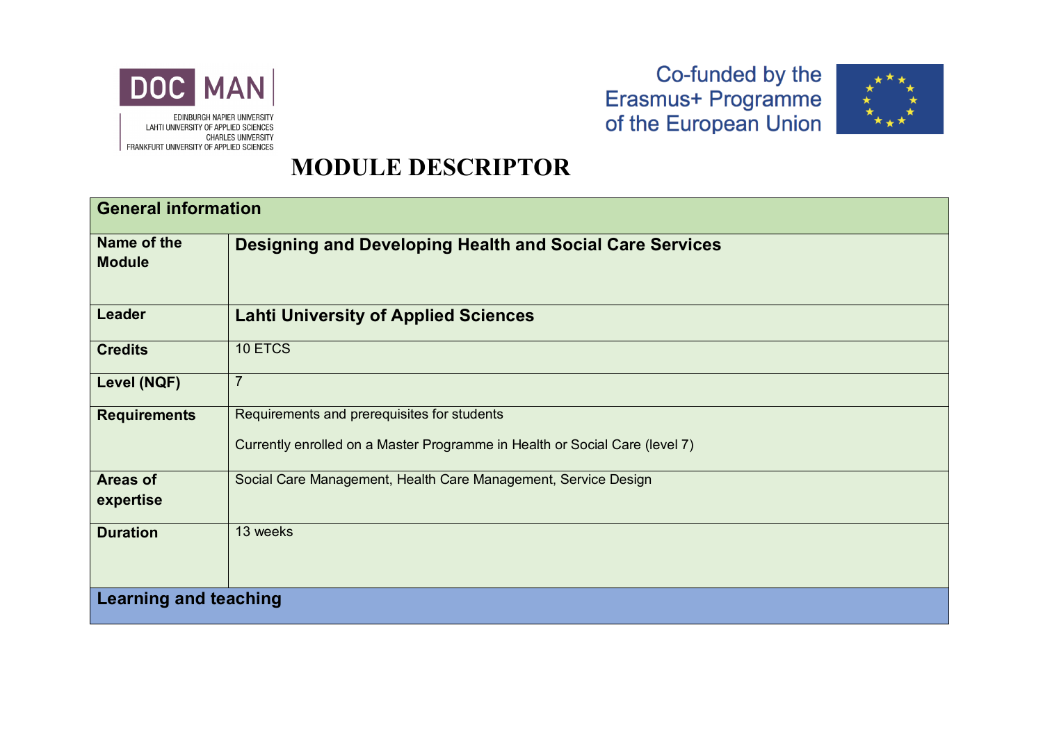DOC MAN

EDINBURGH NAPIER UNIVERSITY
LAHTI UNIVERSITY OF APPLIED SCIENCES
CHARLES UNIVERSITY
FRANKFURT UNIVERSITY OF APPLIED SCIENCES

Co-funded by the Erasmus+ Programme of the European Union

# MODULE DESCRIPTOR

| General information | |
|---|---|
| **Name of the Module** | **Designing and Developing Health and Social Care Services** |
| **Leader** | **Lahti University of Applied Sciences** |
| **Credits** | 10 ETCS |
| **Level (NQF)** | 7 |
| **Requirements** | Requirements and prerequisites for students<br><br>Currently enrolled on a Master Programme in Health or Social Care (level 7) |
| **Areas of expertise** | Social Care Management, Health Care Management, Service Design |
| **Duration** | 13 weeks |
| **Learning and teaching** | |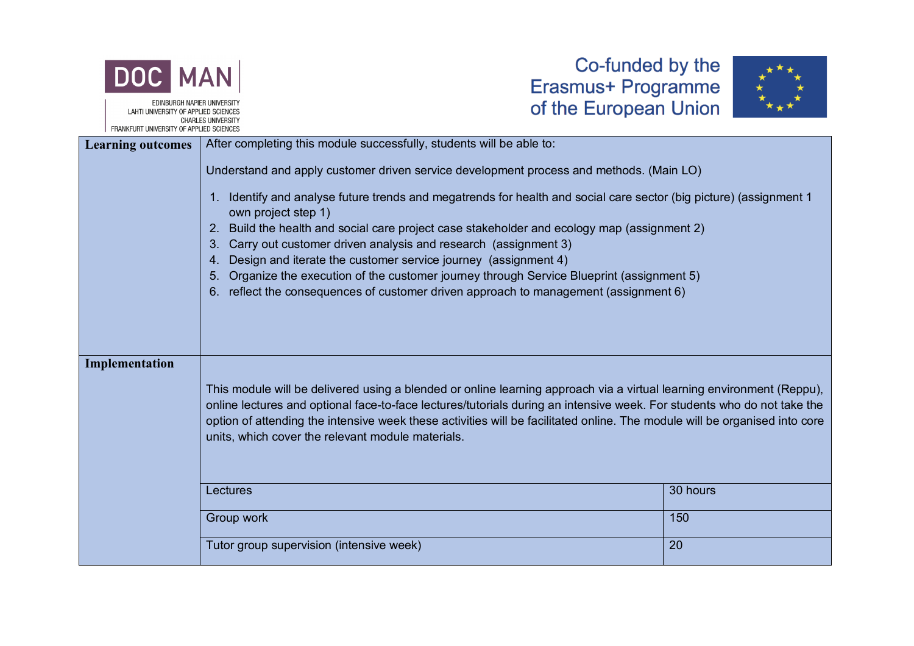| | | |
|---|---|---|
| **Learning outcomes** | After completing this module successfully, students will be able to:<br><br>Understand and apply customer driven service development process and methods. (Main LO)<br><br>1. Identify and analyse future trends and megatrends for health and social care sector (big picture) (assignment 1 own project step 1)<br>2. Build the health and social care project case stakeholder and ecology map (assignment 2)<br>3. Carry out customer driven analysis and research (assignment 3)<br>4. Design and iterate the customer service journey (assignment 4)<br>5. Organize the execution of the customer journey through Service Blueprint (assignment 5)<br>6. reflect the consequences of customer driven approach to management (assignment 6) | |
| **Implementation** | This module will be delivered using a blended or online learning approach via a virtual learning environment (Reppu), online lectures and optional face-to-face lectures/tutorials during an intensive week. For students who do not take the option of attending the intensive week these activities will be facilitated online. The module will be organised into core units, which cover the relevant module materials. | |
| | Lectures | 30 hours |
| | Group work | 150 |
| | Tutor group supervision (intensive week) | 20 |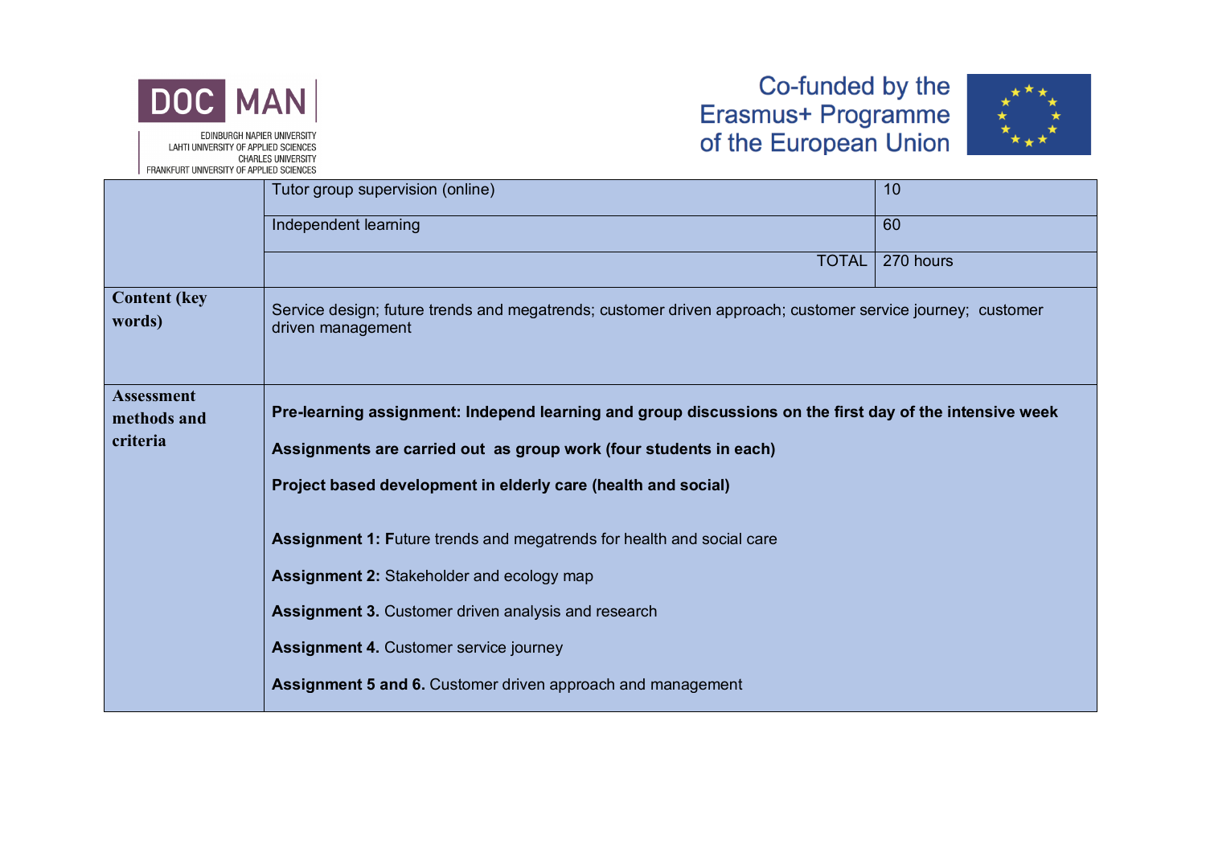| | | |
|---|---|---|
| | Tutor group supervision (online) | 10 |
| | Independent learning | 60 |
| | TOTAL | 270 hours |
| **Content (key words)** | Service design; future trends and megatrends; customer driven approach; customer service journey; customer driven management | |
| **Assessment methods and criteria** | **Pre-learning assignment: Independ learning and group discussions on the first day of the intensive week**<br><br>**Assignments are carried out as group work (four students in each)**<br><br>**Project based development in elderly care (health and social)**<br><br>**Assignment 1: F**uture trends and megatrends for health and social care<br><br>**Assignment 2:** Stakeholder and ecology map<br><br>**Assignment 3.** Customer driven analysis and research<br><br>**Assignment 4.** Customer service journey<br><br>**Assignment 5 and 6.** Customer driven approach and management | |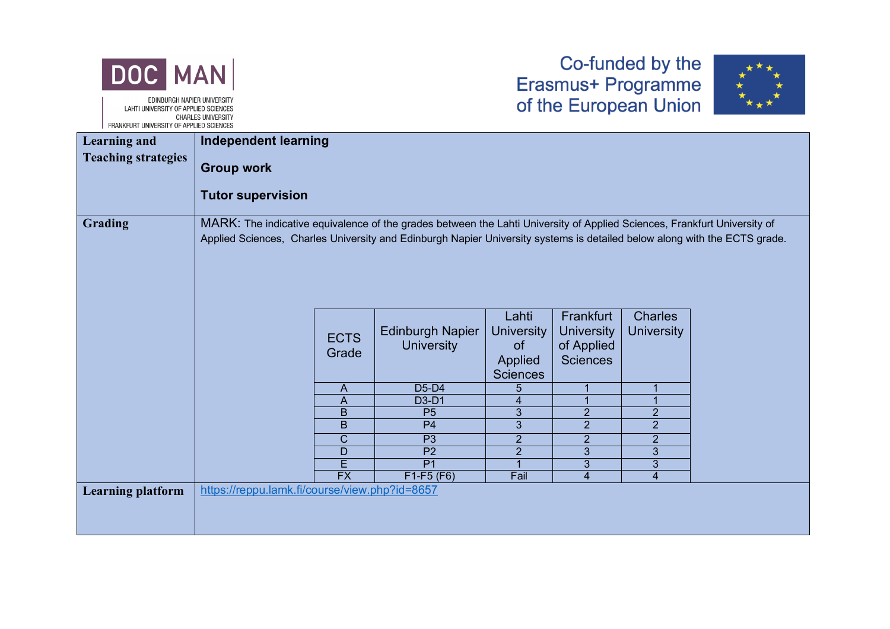| Learning and Teaching strategies | **Independent learning**<br><br>**Group work**<br><br>**Tutor supervision** |
|---|---|
| **Grading** | MARK: The indicative equivalence of the grades between the Lahti University of Applied Sciences, Frankfurt University of Applied Sciences, Charles University and Edinburgh Napier University systems is detailed below along with the ECTS grade. |
| **Learning platform** | https://reppu.lamk.fi/course/view.php?id=8657 |

| ECTS Grade | Edinburgh Napier University | Lahti University of Applied Sciences | Frankfurt University of Applied Sciences | Charles University |
|---|---|---|---|---|
| A | D5-D4 | 5 | 1 | 1 |
| A | D3-D1 | 4 | 1 | 1 |
| B | P5 | 3 | 2 | 2 |
| B | P4 | 3 | 2 | 2 |
| C | P3 | 2 | 2 | 2 |
| D | P2 | 2 | 3 | 3 |
| E | P1 | 1 | 3 | 3 |
| FX | F1-F5 (F6) | Fail | 4 | 4 |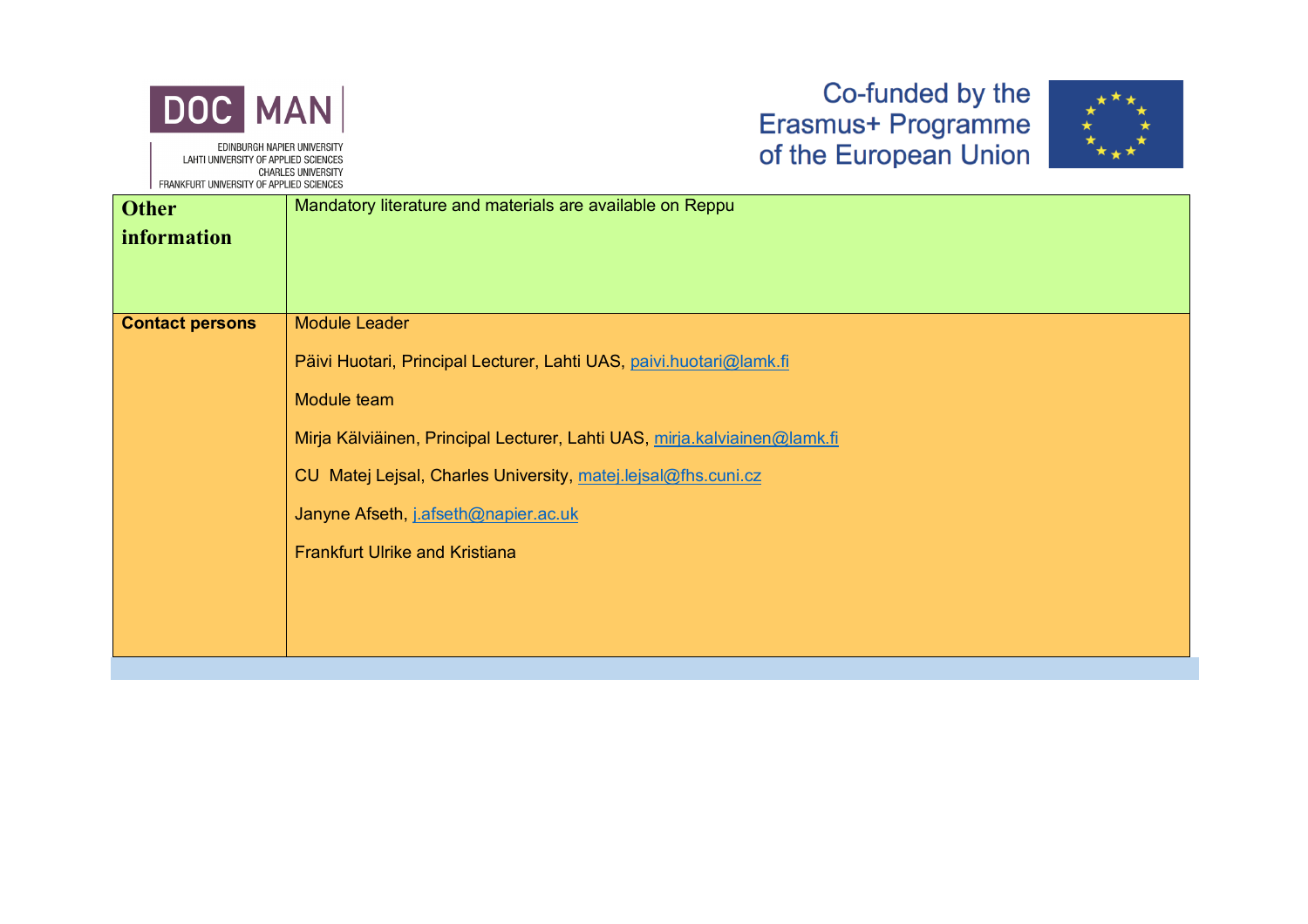| | |
|---|---|
| **Other information** | Mandatory literature and materials are available on Reppu |
| **Contact persons** | Module Leader<br><br>Päivi Huotari, Principal Lecturer, Lahti UAS, paivi.huotari@lamk.fi<br><br>Module team<br><br>Mirja Kälviäinen, Principal Lecturer, Lahti UAS, mirja.kalviainen@lamk.fi<br><br>CU  Matej Lejsal, Charles University, matej.lejsal@fhs.cuni.cz<br><br>Janyne Afseth, j.afseth@napier.ac.uk<br><br>Frankfurt Ulrike and Kristiana |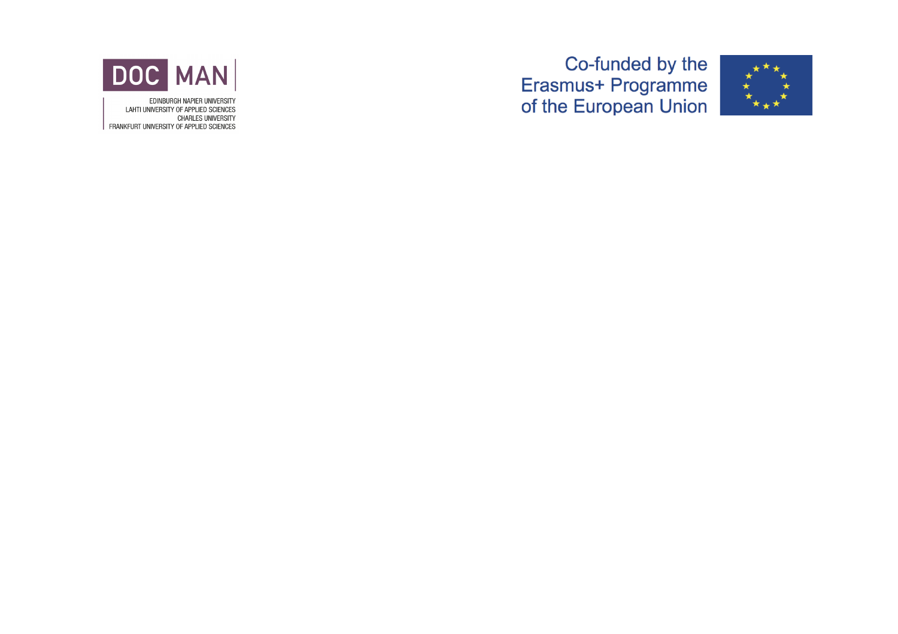DOC MAN

EDINBURGH NAPIER UNIVERSITY
LAHTI UNIVERSITY OF APPLIED SCIENCES
CHARLES UNIVERSITY
FRANKFURT UNIVERSITY OF APPLIED SCIENCES

Co-funded by the
Erasmus+ Programme
of the European Union